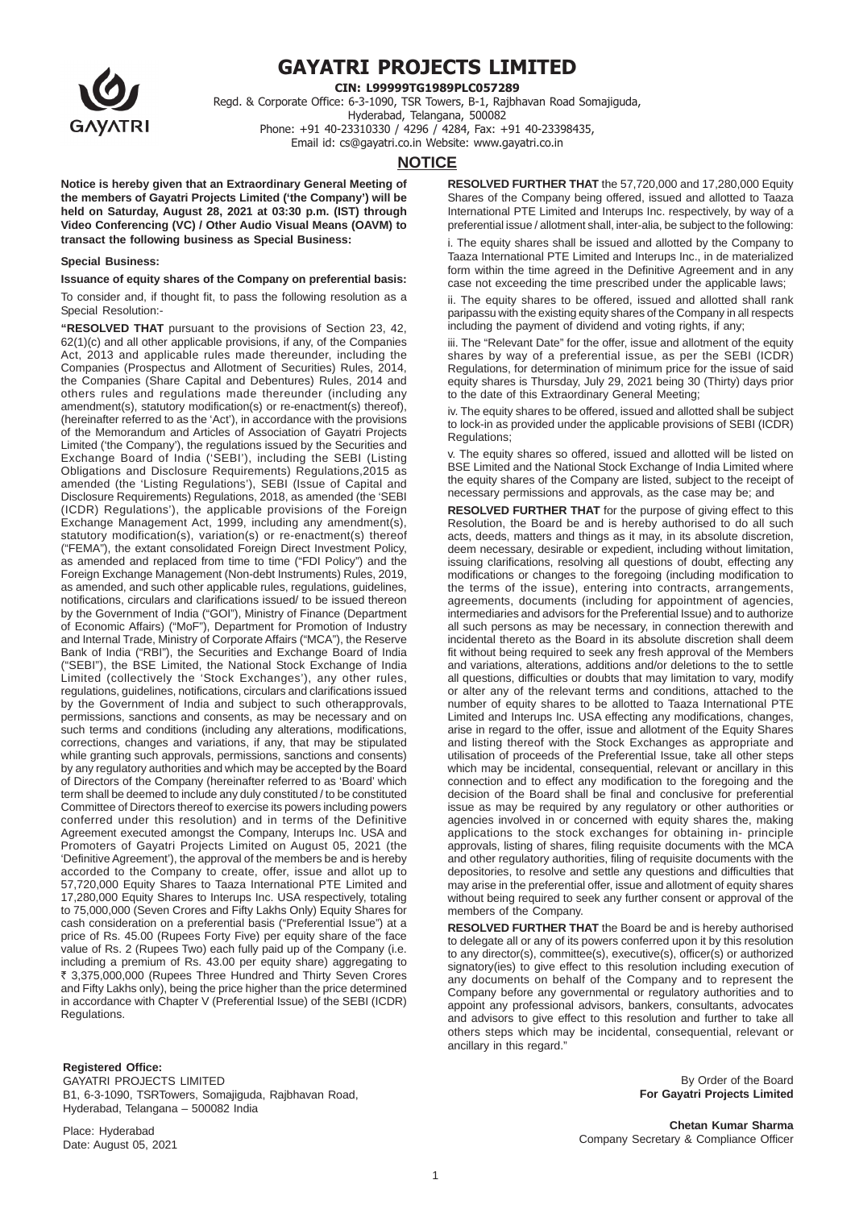# GAYATRI PROJECTS LIMITED

**CIN: L99999TG1989PLC057289**

Regd. & Corporate Office: 6-3-1090, TSR Towers, B-1, Rajbhavan Road Somajiguda, Hyderabad, Telangana, 500082

Phone: +91 40-23310330 / 4296 / 4284, Fax: +91 40-23398435,

Email id: cs@gayatri.co.in Website: www.gayatri.co.in

## NOTICE

**Notice is hereby given that an Extraordinary General Meeting of the members of Gayatri Projects Limited ('the Company') will be held on Saturday, August 28, 2021 at 03:30 p.m. (IST) through Video Conferencing (VC) / Other Audio Visual Means (OAVM) to transact the following business as Special Business:**

**Special Business:**

**Issuance of equity shares of the Company on preferential basis:**

To consider and, if thought fit, to pass the following resolution as a Special Resolution:-

**"RESOLVED THAT** pursuant to the provisions of Section 23, 42, 62(1)(c) and all other applicable provisions, if any, of the Companies Act, 2013 and applicable rules made thereunder, including the Companies (Prospectus and Allotment of Securities) Rules, 2014, the Companies (Share Capital and Debentures) Rules, 2014 and others rules and regulations made thereunder (including any amendment(s), statutory modification(s) or re-enactment(s) thereof), (hereinafter referred to as the 'Act'), in accordance with the provisions of the Memorandum and Articles of Association of Gayatri Projects Limited ('the Company'), the regulations issued by the Securities and Exchange Board of India ('SEBI'), including the SEBI (Listing Obligations and Disclosure Requirements) Regulations,2015 as amended (the 'Listing Regulations'), SEBI (Issue of Capital and Disclosure Requirements) Regulations, 2018, as amended (the 'SEBI (ICDR) Regulations'), the applicable provisions of the Foreign Exchange Management Act, 1999, including any amendment(s), statutory modification(s), variation(s) or re-enactment(s) thereof ("FEMA"), the extant consolidated Foreign Direct Investment Policy, as amended and replaced from time to time ("FDI Policy") and the Foreign Exchange Management (Non-debt Instruments) Rules, 2019, as amended, and such other applicable rules, regulations, guidelines, notifications, circulars and clarifications issued/ to be issued thereon by the Government of India ("GOI"), Ministry of Finance (Department of Economic Affairs) ("MoF"), Department for Promotion of Industry and Internal Trade, Ministry of Corporate Affairs ("MCA"), the Reserve Bank of India ("RBI"), the Securities and Exchange Board of India ("SEBI"), the BSE Limited, the National Stock Exchange of India Limited (collectively the 'Stock Exchanges'), any other rules, regulations, guidelines, notifications, circulars and clarifications issued by the Government of India and subject to such otherapprovals, permissions, sanctions and consents, as may be necessary and on such terms and conditions (including any alterations, modifications, corrections, changes and variations, if any, that may be stipulated while granting such approvals, permissions, sanctions and consents) by any regulatory authorities and which may be accepted by the Board of Directors of the Company (hereinafter referred to as 'Board' which term shall be deemed to include any duly constituted / to be constituted Committee of Directors thereof to exercise its powers including powers conferred under this resolution) and in terms of the Definitive Agreement executed amongst the Company, Interups Inc. USA and Promoters of Gayatri Projects Limited on August 05, 2021 (the 'Definitive Agreement'), the approval of the members be and is hereby accorded to the Company to create, offer, issue and allot up to 57,720,000 Equity Shares to Taaza International PTE Limited and 17,280,000 Equity Shares to Interups Inc. USA respectively, totaling to 75,000,000 (Seven Crores and Fifty Lakhs Only) Equity Shares for cash consideration on a preferential basis ("Preferential Issue") at a price of Rs. 45.00 (Rupees Forty Five) per equity share of the face value of Rs. 2 (Rupees Two) each fully paid up of the Company (i.e. including a premium of Rs. 43.00 per equity share) aggregating to ₹ 3,375,000,000 (Rupees Three Hundred and Thirty Seven Crores and Fifty Lakhs only), being the price higher than the price determined in accordance with Chapter V (Preferential Issue) of the SEBI (ICDR) Regulations.

**RESOLVED FURTHER THAT** the 57,720,000 and 17,280,000 Equity Shares of the Company being offered, issued and allotted to Taaza International PTE Limited and Interups Inc. respectively, by way of a preferential issue / allotment shall, inter-alia, be subject to the following:

i. The equity shares shall be issued and allotted by the Company to Taaza International PTE Limited and Interups Inc., in de materialized form within the time agreed in the Definitive Agreement and in any case not exceeding the time prescribed under the applicable laws;

ii. The equity shares to be offered, issued and allotted shall rank paripassu with the existing equity shares of the Company in all respects including the payment of dividend and voting rights, if any;

iii. The "Relevant Date" for the offer, issue and allotment of the equity shares by way of a preferential issue, as per the SEBI (ICDR) Regulations, for determination of minimum price for the issue of said equity shares is Thursday, July 29, 2021 being 30 (Thirty) days prior to the date of this Extraordinary General Meeting;

iv. The equity shares to be offered, issued and allotted shall be subject to lock-in as provided under the applicable provisions of SEBI (ICDR) Regulations;

v. The equity shares so offered, issued and allotted will be listed on BSE Limited and the National Stock Exchange of India Limited where the equity shares of the Company are listed, subject to the receipt of necessary permissions and approvals, as the case may be; and

**RESOLVED FURTHER THAT** for the purpose of giving effect to this Resolution, the Board be and is hereby authorised to do all such acts, deeds, matters and things as it may, in its absolute discretion, deem necessary, desirable or expedient, including without limitation, issuing clarifications, resolving all questions of doubt, effecting any modifications or changes to the foregoing (including modification to the terms of the issue), entering into contracts, arrangements, agreements, documents (including for appointment of agencies, intermediaries and advisors for the Preferential Issue) and to authorize all such persons as may be necessary, in connection therewith and incidental thereto as the Board in its absolute discretion shall deem fit without being required to seek any fresh approval of the Members and variations, alterations, additions and/or deletions to the to settle all questions, difficulties or doubts that may limitation to vary, modify or alter any of the relevant terms and conditions, attached to the number of equity shares to be allotted to Taaza International PTE Limited and Interups Inc. USA effecting any modifications, changes, arise in regard to the offer, issue and allotment of the Equity Shares and listing thereof with the Stock Exchanges as appropriate and utilisation of proceeds of the Preferential Issue, take all other steps which may be incidental, consequential, relevant or ancillary in this connection and to effect any modification to the foregoing and the decision of the Board shall be final and conclusive for preferential issue as may be required by any regulatory or other authorities or agencies involved in or concerned with equity shares the, making applications to the stock exchanges for obtaining in- principle approvals, listing of shares, filing requisite documents with the MCA and other regulatory authorities, filing of requisite documents with the depositories, to resolve and settle any questions and difficulties that may arise in the preferential offer, issue and allotment of equity shares without being required to seek any further consent or approval of the members of the Company.

**RESOLVED FURTHER THAT** the Board be and is hereby authorised to delegate all or any of its powers conferred upon it by this resolution to any director(s), committee(s), executive(s), officer(s) or authorized signatory(ies) to give effect to this resolution including execution of any documents on behalf of the Company and to represent the Company before any governmental or regulatory authorities and to appoint any professional advisors, bankers, consultants, advocates and advisors to give effect to this resolution and further to take all others steps which may be incidental, consequential, relevant or ancillary in this regard."

**Registered Office:**
GAYATRI PROJECTS LIMITED
B1, 6-3-1090, TSRTowers, Somajiguda, Rajbhavan Road,
Hyderabad, Telangana – 500082 India

Place: Hyderabad
Date: August 05, 2021

By Order of the Board
**For Gayatri Projects Limited**

**Chetan Kumar Sharma**
Company Secretary & Compliance Officer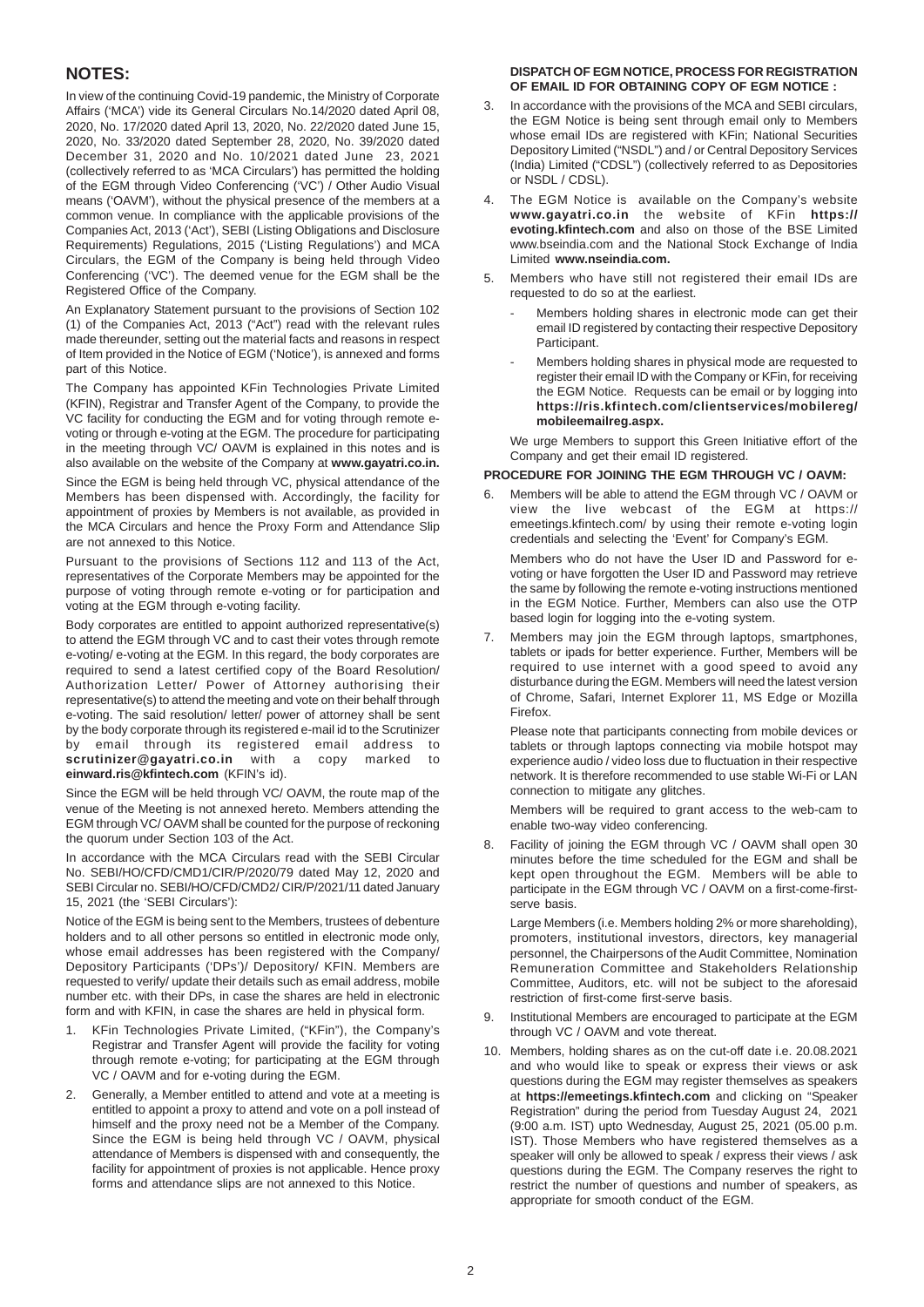## NOTES:

In view of the continuing Covid-19 pandemic, the Ministry of Corporate Affairs ('MCA') vide its General Circulars No.14/2020 dated April 08, 2020, No. 17/2020 dated April 13, 2020, No. 22/2020 dated June 15, 2020, No. 33/2020 dated September 28, 2020, No. 39/2020 dated December 31, 2020 and No. 10/2021 dated June 23, 2021 (collectively referred to as 'MCA Circulars') has permitted the holding of the EGM through Video Conferencing ('VC') / Other Audio Visual means ('OAVM'), without the physical presence of the members at a common venue. In compliance with the applicable provisions of the Companies Act, 2013 ('Act'), SEBI (Listing Obligations and Disclosure Requirements) Regulations, 2015 ('Listing Regulations') and MCA Circulars, the EGM of the Company is being held through Video Conferencing ('VC'). The deemed venue for the EGM shall be the Registered Office of the Company.

An Explanatory Statement pursuant to the provisions of Section 102 (1) of the Companies Act, 2013 ("Act") read with the relevant rules made thereunder, setting out the material facts and reasons in respect of Item provided in the Notice of EGM ('Notice'), is annexed and forms part of this Notice.

The Company has appointed KFin Technologies Private Limited (KFIN), Registrar and Transfer Agent of the Company, to provide the VC facility for conducting the EGM and for voting through remote e-voting or through e-voting at the EGM. The procedure for participating in the meeting through VC/ OAVM is explained in this notes and is also available on the website of the Company at **www.gayatri.co.in.**

Since the EGM is being held through VC, physical attendance of the Members has been dispensed with. Accordingly, the facility for appointment of proxies by Members is not available, as provided in the MCA Circulars and hence the Proxy Form and Attendance Slip are not annexed to this Notice.

Pursuant to the provisions of Sections 112 and 113 of the Act, representatives of the Corporate Members may be appointed for the purpose of voting through remote e-voting or for participation and voting at the EGM through e-voting facility.

Body corporates are entitled to appoint authorized representative(s) to attend the EGM through VC and to cast their votes through remote e-voting/ e-voting at the EGM. In this regard, the body corporates are required to send a latest certified copy of the Board Resolution/ Authorization Letter/ Power of Attorney authorising their representative(s) to attend the meeting and vote on their behalf through e-voting. The said resolution/ letter/ power of attorney shall be sent by the body corporate through its registered e-mail id to the Scrutinizer by email through its registered email address to **scrutinizer@gayatri.co.in** with a copy marked to **einward.ris@kfintech.com** (KFIN's id).

Since the EGM will be held through VC/ OAVM, the route map of the venue of the Meeting is not annexed hereto. Members attending the EGM through VC/ OAVM shall be counted for the purpose of reckoning the quorum under Section 103 of the Act.

In accordance with the MCA Circulars read with the SEBI Circular No. SEBI/HO/CFD/CMD1/CIR/P/2020/79 dated May 12, 2020 and SEBI Circular no. SEBI/HO/CFD/CMD2/ CIR/P/2021/11 dated January 15, 2021 (the 'SEBI Circulars'):

Notice of the EGM is being sent to the Members, trustees of debenture holders and to all other persons so entitled in electronic mode only, whose email addresses has been registered with the Company/ Depository Participants ('DPs')/ Depository/ KFIN. Members are requested to verify/ update their details such as email address, mobile number etc. with their DPs, in case the shares are held in electronic form and with KFIN, in case the shares are held in physical form.

1. KFin Technologies Private Limited, ("KFin"), the Company's Registrar and Transfer Agent will provide the facility for voting through remote e-voting; for participating at the EGM through VC / OAVM and for e-voting during the EGM.
2. Generally, a Member entitled to attend and vote at a meeting is entitled to appoint a proxy to attend and vote on a poll instead of himself and the proxy need not be a Member of the Company. Since the EGM is being held through VC / OAVM, physical attendance of Members is dispensed with and consequently, the facility for appointment of proxies is not applicable. Hence proxy forms and attendance slips are not annexed to this Notice.

**DISPATCH OF EGM NOTICE, PROCESS FOR REGISTRATION OF EMAIL ID FOR OBTAINING COPY OF EGM NOTICE :**

3. In accordance with the provisions of the MCA and SEBI circulars, the EGM Notice is being sent through email only to Members whose email IDs are registered with KFin; National Securities Depository Limited ("NSDL") and / or Central Depository Services (India) Limited ("CDSL") (collectively referred to as Depositories or NSDL / CDSL).
4. The EGM Notice is available on the Company's website **www.gayatri.co.in** the website of KFin **https://evoting.kfintech.com** and also on those of the BSE Limited www.bseindia.com and the National Stock Exchange of India Limited **www.nseindia.com.**
5. Members who have still not registered their email IDs are requested to do so at the earliest.
   - Members holding shares in electronic mode can get their email ID registered by contacting their respective Depository Participant.
   - Members holding shares in physical mode are requested to register their email ID with the Company or KFin, for receiving the EGM Notice. Requests can be email or by logging into **https://ris.kfintech.com/clientservices/mobilereg/mobileemailreg.aspx.**

   We urge Members to support this Green Initiative effort of the Company and get their email ID registered.

**PROCEDURE FOR JOINING THE EGM THROUGH VC / OAVM:**

6. Members will be able to attend the EGM through VC / OAVM or view the live webcast of the EGM at https://emeetings.kfintech.com/ by using their remote e-voting login credentials and selecting the 'Event' for Company's EGM.

   Members who do not have the User ID and Password for e-voting or have forgotten the User ID and Password may retrieve the same by following the remote e-voting instructions mentioned in the EGM Notice. Further, Members can also use the OTP based login for logging into the e-voting system.
7. Members may join the EGM through laptops, smartphones, tablets or ipads for better experience. Further, Members will be required to use internet with a good speed to avoid any disturbance during the EGM. Members will need the latest version of Chrome, Safari, Internet Explorer 11, MS Edge or Mozilla Firefox.

   Please note that participants connecting from mobile devices or tablets or through laptops connecting via mobile hotspot may experience audio / video loss due to fluctuation in their respective network. It is therefore recommended to use stable Wi-Fi or LAN connection to mitigate any glitches.

   Members will be required to grant access to the web-cam to enable two-way video conferencing.
8. Facility of joining the EGM through VC / OAVM shall open 30 minutes before the time scheduled for the EGM and shall be kept open throughout the EGM. Members will be able to participate in the EGM through VC / OAVM on a first-come-first-serve basis.

   Large Members (i.e. Members holding 2% or more shareholding), promoters, institutional investors, directors, key managerial personnel, the Chairpersons of the Audit Committee, Nomination Remuneration Committee and Stakeholders Relationship Committee, Auditors, etc. will not be subject to the aforesaid restriction of first-come first-serve basis.
9. Institutional Members are encouraged to participate at the EGM through VC / OAVM and vote thereat.
10. Members, holding shares as on the cut-off date i.e. 20.08.2021 and who would like to speak or express their views or ask questions during the EGM may register themselves as speakers at **https://emeetings.kfintech.com** and clicking on "Speaker Registration" during the period from Tuesday August 24, 2021 (9:00 a.m. IST) upto Wednesday, August 25, 2021 (05.00 p.m. IST). Those Members who have registered themselves as a speaker will only be allowed to speak / express their views / ask questions during the EGM. The Company reserves the right to restrict the number of questions and number of speakers, as appropriate for smooth conduct of the EGM.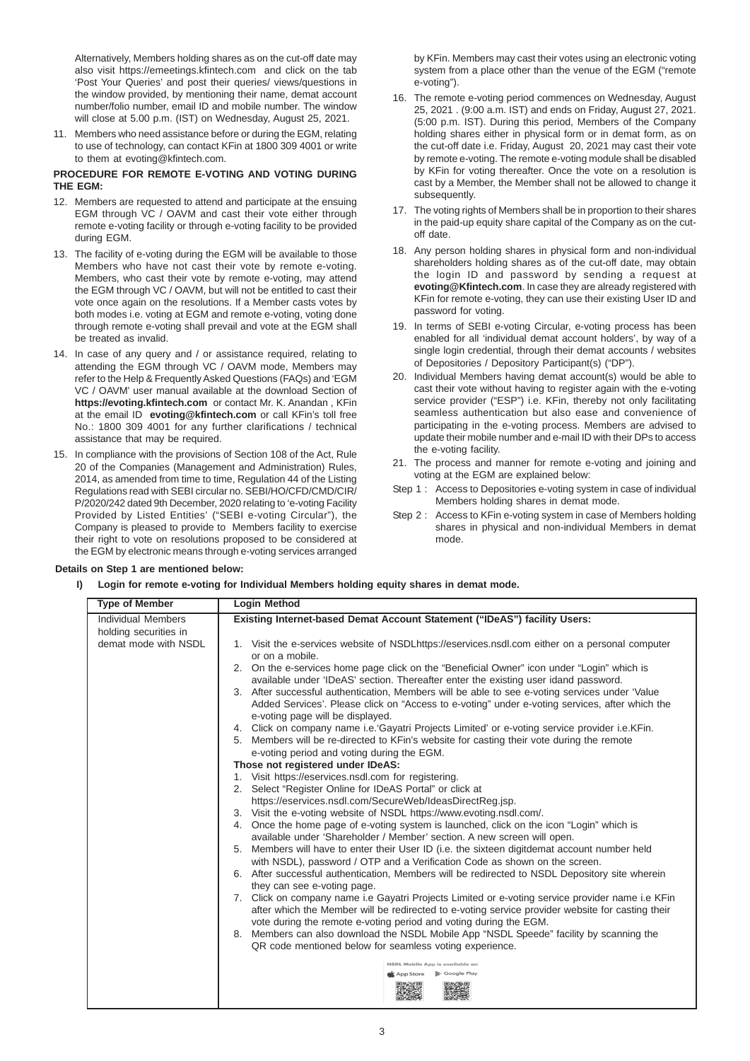Alternatively, Members holding shares as on the cut-off date may also visit https://emeetings.kfintech.com and click on the tab 'Post Your Queries' and post their queries/ views/questions in the window provided, by mentioning their name, demat account number/folio number, email ID and mobile number. The window will close at 5.00 p.m. (IST) on Wednesday, August 25, 2021.

11. Members who need assistance before or during the EGM, relating to use of technology, can contact KFin at 1800 309 4001 or write to them at evoting@kfintech.com.

**PROCEDURE FOR REMOTE E-VOTING AND VOTING DURING THE EGM:**

12. Members are requested to attend and participate at the ensuing EGM through VC / OAVM and cast their vote either through remote e-voting facility or through e-voting facility to be provided during EGM.
13. The facility of e-voting during the EGM will be available to those Members who have not cast their vote by remote e-voting. Members, who cast their vote by remote e-voting, may attend the EGM through VC / OAVM, but will not be entitled to cast their vote once again on the resolutions. If a Member casts votes by both modes i.e. voting at EGM and remote e-voting, voting done through remote e-voting shall prevail and vote at the EGM shall be treated as invalid.
14. In case of any query and / or assistance required, relating to attending the EGM through VC / OAVM mode, Members may refer to the Help & Frequently Asked Questions (FAQs) and 'EGM VC / OAVM' user manual available at the download Section of **https://evoting.kfintech.com** or contact Mr. K. Anandan , KFin at the email ID **evoting@kfintech.com** or call KFin's toll free No.: 1800 309 4001 for any further clarifications / technical assistance that may be required.
15. In compliance with the provisions of Section 108 of the Act, Rule 20 of the Companies (Management and Administration) Rules, 2014, as amended from time to time, Regulation 44 of the Listing Regulations read with SEBI circular no. SEBI/HO/CFD/CMD/CIR/P/2020/242 dated 9th December, 2020 relating to 'e-voting Facility Provided by Listed Entities' ("SEBI e-voting Circular"), the Company is pleased to provide to Members facility to exercise their right to vote on resolutions proposed to be considered at the EGM by electronic means through e-voting services arranged by KFin. Members may cast their votes using an electronic voting system from a place other than the venue of the EGM ("remote e-voting").
16. The remote e-voting period commences on Wednesday, August 25, 2021 . (9:00 a.m. IST) and ends on Friday, August 27, 2021. (5:00 p.m. IST). During this period, Members of the Company holding shares either in physical form or in demat form, as on the cut-off date i.e. Friday, August 20, 2021 may cast their vote by remote e-voting. The remote e-voting module shall be disabled by KFin for voting thereafter. Once the vote on a resolution is cast by a Member, the Member shall not be allowed to change it subsequently.
17. The voting rights of Members shall be in proportion to their shares in the paid-up equity share capital of the Company as on the cut-off date.
18. Any person holding shares in physical form and non-individual shareholders holding shares as of the cut-off date, may obtain the login ID and password by sending a request at **evoting@Kfintech.com**. In case they are already registered with KFin for remote e-voting, they can use their existing User ID and password for voting.
19. In terms of SEBI e-voting Circular, e-voting process has been enabled for all 'individual demat account holders', by way of a single login credential, through their demat accounts / websites of Depositories / Depository Participant(s) ("DP").
20. Individual Members having demat account(s) would be able to cast their vote without having to register again with the e-voting service provider ("ESP") i.e. KFin, thereby not only facilitating seamless authentication but also ease and convenience of participating in the e-voting process. Members are advised to update their mobile number and e-mail ID with their DPs to access the e-voting facility.
21. The process and manner for remote e-voting and joining and voting at the EGM are explained below:

Step 1 : Access to Depositories e-voting system in case of individual Members holding shares in demat mode.

Step 2 : Access to KFin e-voting system in case of Members holding shares in physical and non-individual Members in demat mode.

**Details on Step 1 are mentioned below:**

**I) Login for remote e-voting for Individual Members holding equity shares in demat mode.**

| Type of Member | Login Method |
|---|---|
| Individual Members holding securities in demat mode with NSDL | **Existing Internet-based Demat Account Statement ("IDeAS") facility Users:**<br>1. Visit the e-services website of NSDLhttps://eservices.nsdl.com either on a personal computer or on a mobile.<br>2. On the e-services home page click on the "Beneficial Owner" icon under "Login" which is available under 'IDeAS' section. Thereafter enter the existing user idand password.<br>3. After successful authentication, Members will be able to see e-voting services under 'Value Added Services'. Please click on "Access to e-voting" under e-voting services, after which the e-voting page will be displayed.<br>4. Click on company name i.e.'Gayatri Projects Limited' or e-voting service provider i.e.KFin.<br>5. Members will be re-directed to KFin's website for casting their vote during the remote e-voting period and voting during the EGM.<br>**Those not registered under IDeAS:**<br>1. Visit https://eservices.nsdl.com for registering.<br>2. Select "Register Online for IDeAS Portal" or click at https://eservices.nsdl.com/SecureWeb/IdeasDirectReg.jsp.<br>3. Visit the e-voting website of NSDL https://www.evoting.nsdl.com/.<br>4. Once the home page of e-voting system is launched, click on the icon "Login" which is available under 'Shareholder / Member' section. A new screen will open.<br>5. Members will have to enter their User ID (i.e. the sixteen digitdemat account number held with NSDL), password / OTP and a Verification Code as shown on the screen.<br>6. After successful authentication, Members will be redirected to NSDL Depository site wherein they can see e-voting page.<br>7. Click on company name i.e Gayatri Projects Limited or e-voting service provider name i.e KFin after which the Member will be redirected to e-voting service provider website for casting their vote during the remote e-voting period and voting during the EGM.<br>8. Members can also download the NSDL Mobile App "NSDL Speede" facility by scanning the QR code mentioned below for seamless voting experience.<br>NSDL Mobile App is available on<br>App Store Google Play |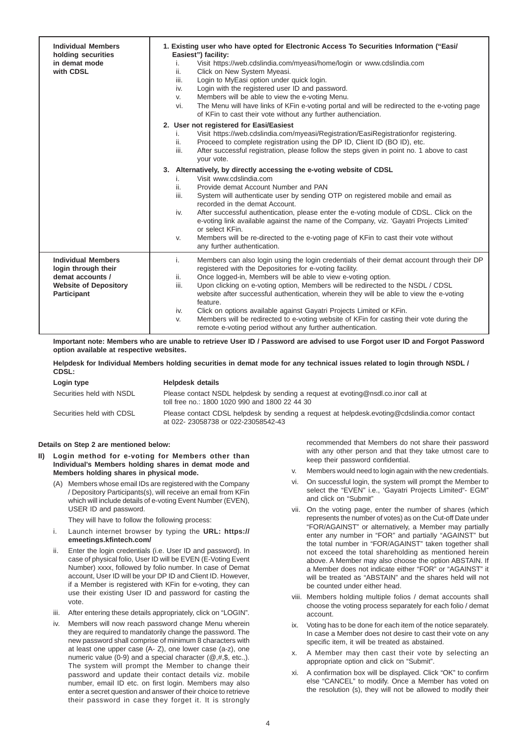| | |
|---|---|
| **Individual Members holding securities in demat mode with CDSL** | **1. Existing user who have opted for Electronic Access To Securities Information ("Easi/ Easiest") facility:**<br>i. Visit https://web.cdslindia.com/myeasi/home/login or www.cdslindia.com<br>ii. Click on New System Myeasi.<br>iii. Login to MyEasi option under quick login.<br>iv. Login with the registered user ID and password.<br>v. Members will be able to view the e-voting Menu.<br>vi. The Menu will have links of KFin e-voting portal and will be redirected to the e-voting page of KFin to cast their vote without any further authenciation.<br>**2. User not registered for Easi/Easiest**<br>i. Visit https://web.cdslindia.com/myeasi/Registration/EasiRegistrationfor registering.<br>ii. Proceed to complete registration using the DP ID, Client ID (BO ID), etc.<br>iii. After successful registration, please follow the steps given in point no. 1 above to cast your vote.<br>**3. Alternatively, by directly accessing the e-voting website of CDSL**<br>i. Visit www.cdslindia.com<br>ii. Provide demat Account Number and PAN<br>iii. System will authenticate user by sending OTP on registered mobile and email as recorded in the demat Account.<br>iv. After successful authentication, please enter the e-voting module of CDSL. Click on the e-voting link available against the name of the Company, viz. 'Gayatri Projects Limited' or select KFin.<br>v. Members will be re-directed to the e-voting page of KFin to cast their vote without any further authentication. |
| **Individual Members login through their demat accounts / Website of Depository Participant** | i. Members can also login using the login credentials of their demat account through their DP registered with the Depositories for e-voting facility.<br>ii. Once logged-in, Members will be able to view e-voting option.<br>iii. Upon clicking on e-voting option, Members will be redirected to the NSDL / CDSL website after successful authentication, wherein they will be able to view the e-voting feature.<br>iv. Click on options available against Gayatri Projects Limited or KFin.<br>v. Members will be redirected to e-voting website of KFin for casting their vote during the remote e-voting period without any further authentication. |

**Important note: Members who are unable to retrieve User ID / Password are advised to use Forgot user ID and Forgot Password option available at respective websites.**

**Helpdesk for Individual Members holding securities in demat mode for any technical issues related to login through NSDL / CDSL:**

| Login type | Helpdesk details |
|---|---|
| Securities held with NSDL | Please contact NSDL helpdesk by sending a request at evoting@nsdl.co.inor call at toll free no.: 1800 1020 990 and 1800 22 44 30 |
| Securities held with CDSL | Please contact CDSL helpdesk by sending a request at helpdesk.evoting@cdslindia.comor contact at 022- 23058738 or 022-23058542-43 |

**Details on Step 2 are mentioned below:**

**II) Login method for e-voting for Members other than Individual's Members holding shares in demat mode and Members holding shares in physical mode.**

(A) Members whose email IDs are registered with the Company / Depository Participants(s), will receive an email from KFin which will include details of e-voting Event Number (EVEN), USER ID and password.

They will have to follow the following process:

i. Launch internet browser by typing the **URL: https:// emeetings.kfintech.com/**

ii. Enter the login credentials (i.e. User ID and password). In case of physical folio, User ID will be EVEN (E-Voting Event Number) xxxx, followed by folio number. In case of Demat account, User ID will be your DP ID and Client ID. However, if a Member is registered with KFin for e-voting, they can use their existing User ID and password for casting the vote.

iii. After entering these details appropriately, click on "LOGIN".

iv. Members will now reach password change Menu wherein they are required to mandatorily change the password. The new password shall comprise of minimum 8 characters with at least one upper case (A- Z), one lower case (a-z), one numeric value (0-9) and a special character (@,#,$, etc.,). The system will prompt the Member to change their password and update their contact details viz. mobile number, email ID etc. on first login. Members may also enter a secret question and answer of their choice to retrieve their password in case they forget it. It is strongly recommended that Members do not share their password with any other person and that they take utmost care to keep their password confidential.

v. Members would need to login again with the new credentials.

vi. On successful login, the system will prompt the Member to select the "EVEN" i.e., 'Gayatri Projects Limited"- EGM" and click on "Submit"

vii. On the voting page, enter the number of shares (which represents the number of votes) as on the Cut-off Date under "FOR/AGAINST" or alternatively, a Member may partially enter any number in "FOR" and partially "AGAINST" but the total number in "FOR/AGAINST" taken together shall not exceed the total shareholding as mentioned herein above. A Member may also choose the option ABSTAIN. If a Member does not indicate either "FOR" or "AGAINST" it will be treated as "ABSTAIN" and the shares held will not be counted under either head.

viii. Members holding multiple folios / demat accounts shall choose the voting process separately for each folio / demat account.

ix. Voting has to be done for each item of the notice separately. In case a Member does not desire to cast their vote on any specific item, it will be treated as abstained.

x. A Member may then cast their vote by selecting an appropriate option and click on "Submit".

xi. A confirmation box will be displayed. Click "OK" to confirm else "CANCEL" to modify. Once a Member has voted on the resolution (s), they will not be allowed to modify their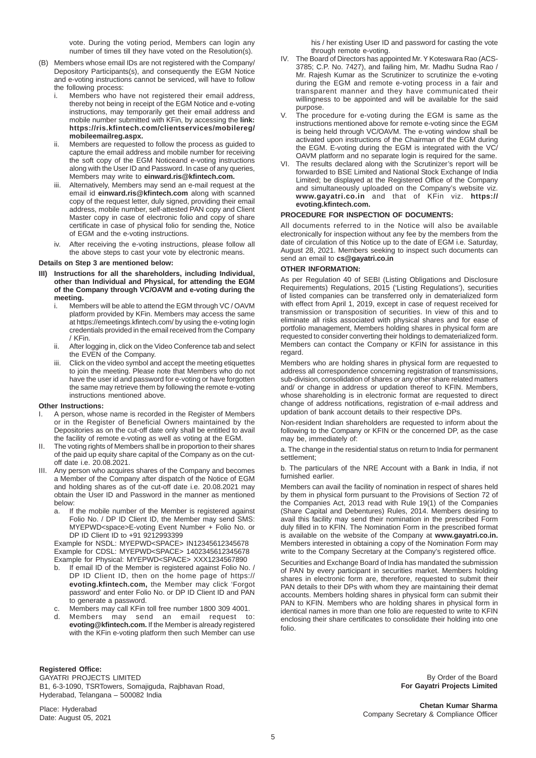vote. During the voting period, Members can login any number of times till they have voted on the Resolution(s).

(B) Members whose email IDs are not registered with the Company/ Depository Participants(s), and consequently the EGM Notice and e-voting instructions cannot be serviced, will have to follow the following process:

i. Members who have not registered their email address, thereby not being in receipt of the EGM Notice and e-voting instructions, may temporarily get their email address and mobile number submitted with KFin, by accessing the **link: https://ris.kfintech.com/clientservices/mobilereg/mobileemailreg.aspx.**

ii. Members are requested to follow the process as guided to capture the email address and mobile number for receiving the soft copy of the EGM Noticeand e-voting instructions along with the User ID and Password. In case of any queries, Members may write to **einward.ris@kfintech.com.**

iii. Alternatively, Members may send an e-mail request at the email id **einward.ris@kfintech.com** along with scanned copy of the request letter, duly signed, providing their email address, mobile number, self-attested PAN copy and Client Master copy in case of electronic folio and copy of share certificate in case of physical folio for sending the, Notice of EGM and the e-voting instructions.

iv. After receiving the e-voting instructions, please follow all the above steps to cast your vote by electronic means.

**Details on Step 3 are mentioned below:**

**III) Instructions for all the shareholders, including Individual, other than Individual and Physical, for attending the EGM of the Company through VC/OAVM and e-voting during the meeting.**

i. Members will be able to attend the EGM through VC / OAVM platform provided by KFin. Members may access the same at https://emeetings.kfintech.com/ by using the e-voting login credentials provided in the email received from the Company / KFin.

ii. After logging in, click on the Video Conference tab and select the EVEN of the Company.

iii. Click on the video symbol and accept the meeting etiquettes to join the meeting. Please note that Members who do not have the user id and password for e-voting or have forgotten the same may retrieve them by following the remote e-voting instructions mentioned above.

**Other Instructions:**

I. A person, whose name is recorded in the Register of Members or in the Register of Beneficial Owners maintained by the Depositories as on the cut-off date only shall be entitled to avail the facility of remote e-voting as well as voting at the EGM.

II. The voting rights of Members shall be in proportion to their shares of the paid up equity share capital of the Company as on the cut-off date i.e. 20.08.2021.

III. Any person who acquires shares of the Company and becomes a Member of the Company after dispatch of the Notice of EGM and holding shares as of the cut-off date i.e. 20.08.2021 may obtain the User ID and Password in the manner as mentioned below:

a. If the mobile number of the Member is registered against Folio No. / DP ID Client ID, the Member may send SMS: MYEPWD<space>E-voting Event Number + Folio No. or DP ID Client ID to +91 9212993399

Example for NSDL: MYEPWD<SPACE> IN12345612345678
Example for CDSL: MYEPWD<SPACE> 1402345612345678
Example for Physical: MYEPWD<SPACE> XXX1234567890

b. If email ID of the Member is registered against Folio No. / DP ID Client ID, then on the home page of https://**evoting.kfintech.com,** the Member may click 'Forgot password' and enter Folio No. or DP ID Client ID and PAN to generate a password.

c. Members may call KFin toll free number 1800 309 4001.

d. Members may send an email request to: **evoting@kfintech.com.** If the Member is already registered with the KFin e-voting platform then such Member can use his / her existing User ID and password for casting the vote through remote e-voting.

IV. The Board of Directors has appointed Mr. Y Koteswara Rao (ACS-3785; C.P. No. 7427), and failing him, Mr. Madhu Sudna Rao / Mr. Rajesh Kumar as the Scrutinizer to scrutinize the e-voting during the EGM and remote e-voting process in a fair and transparent manner and they have communicated their willingness to be appointed and will be available for the said purpose.

V. The procedure for e-voting during the EGM is same as the instructions mentioned above for remote e-voting since the EGM is being held through VC/OAVM. The e-voting window shall be activated upon instructions of the Chairman of the EGM during the EGM. E-voting during the EGM is integrated with the VC/ OAVM platform and no separate login is required for the same.

VI. The results declared along with the Scrutinizer's report will be forwarded to BSE Limited and National Stock Exchange of India Limited; be displayed at the Registered Office of the Company and simultaneously uploaded on the Company's website viz. **www.gayatri.co.in** and that of KFin viz. **https://evoting.kfintech.com.**

**PROCEDURE FOR INSPECTION OF DOCUMENTS:**

All documents referred to in the Notice will also be available electronically for inspection without any fee by the members from the date of circulation of this Notice up to the date of EGM i.e. Saturday, August 28, 2021. Members seeking to inspect such documents can send an email to **cs@gayatri.co.in**

**OTHER INFORMATION:**

As per Regulation 40 of SEBI (Listing Obligations and Disclosure Requirements) Regulations, 2015 ('Listing Regulations'), securities of listed companies can be transferred only in dematerialized form with effect from April 1, 2019, except in case of request received for transmission or transposition of securities. In view of this and to eliminate all risks associated with physical shares and for ease of portfolio management, Members holding shares in physical form are requested to consider converting their holdings to dematerialized form. Members can contact the Company or KFIN for assistance in this regard.

Members who are holding shares in physical form are requested to address all correspondence concerning registration of transmissions, sub-division, consolidation of shares or any other share related matters and/ or change in address or updation thereof to KFIN. Members, whose shareholding is in electronic format are requested to direct change of address notifications, registration of e-mail address and updation of bank account details to their respective DPs.

Non-resident Indian shareholders are requested to inform about the following to the Company or KFIN or the concerned DP, as the case may be, immediately of:

a. The change in the residential status on return to India for permanent settlement;

b. The particulars of the NRE Account with a Bank in India, if not furnished earlier.

Members can avail the facility of nomination in respect of shares held by them in physical form pursuant to the Provisions of Section 72 of the Companies Act, 2013 read with Rule 19(1) of the Companies (Share Capital and Debentures) Rules, 2014. Members desiring to avail this facility may send their nomination in the prescribed Form duly filled in to KFIN. The Nomination Form in the prescribed format is available on the website of the Company at **www.gayatri.co.in.** Members interested in obtaining a copy of the Nomination Form may write to the Company Secretary at the Company's registered office.

Securities and Exchange Board of India has mandated the submission of PAN by every participant in securities market. Members holding shares in electronic form are, therefore, requested to submit their PAN details to their DPs with whom they are maintaining their demat accounts. Members holding shares in physical form can submit their PAN to KFIN. Members who are holding shares in physical form in identical names in more than one folio are requested to write to KFIN enclosing their share certificates to consolidate their holding into one folio.

**Registered Office:**
GAYATRI PROJECTS LIMITED
B1, 6-3-1090, TSRTowers, Somajiguda, Rajbhavan Road,
Hyderabad, Telangana – 500082 India

Place: Hyderabad
Date: August 05, 2021

By Order of the Board
**For Gayatri Projects Limited**

**Chetan Kumar Sharma**
Company Secretary & Compliance Officer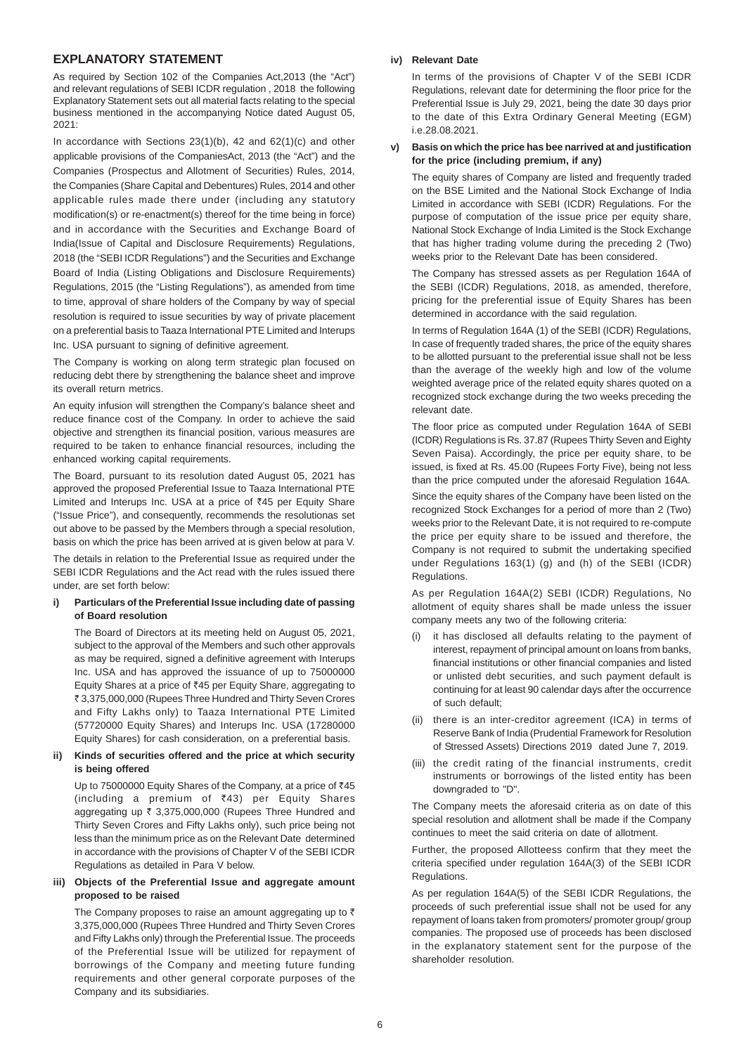## EXPLANATORY STATEMENT

As required by Section 102 of the Companies Act,2013 (the "Act") and relevant regulations of SEBI ICDR regulation , 2018 the following Explanatory Statement sets out all material facts relating to the special business mentioned in the accompanying Notice dated August 05, 2021:

In accordance with Sections 23(1)(b), 42 and 62(1)(c) and other applicable provisions of the CompaniesAct, 2013 (the "Act") and the Companies (Prospectus and Allotment of Securities) Rules, 2014, the Companies (Share Capital and Debentures) Rules, 2014 and other applicable rules made there under (including any statutory modification(s) or re-enactment(s) thereof for the time being in force) and in accordance with the Securities and Exchange Board of India(Issue of Capital and Disclosure Requirements) Regulations, 2018 (the "SEBI ICDR Regulations") and the Securities and Exchange Board of India (Listing Obligations and Disclosure Requirements) Regulations, 2015 (the "Listing Regulations"), as amended from time to time, approval of share holders of the Company by way of special resolution is required to issue securities by way of private placement on a preferential basis to Taaza International PTE Limited and Interups Inc. USA pursuant to signing of definitive agreement.

The Company is working on along term strategic plan focused on reducing debt there by strengthening the balance sheet and improve its overall return metrics.

An equity infusion will strengthen the Company's balance sheet and reduce finance cost of the Company. In order to achieve the said objective and strengthen its financial position, various measures are required to be taken to enhance financial resources, including the enhanced working capital requirements.

The Board, pursuant to its resolution dated August 05, 2021 has approved the proposed Preferential Issue to Taaza International PTE Limited and Interups Inc. USA at a price of ₹45 per Equity Share ("Issue Price"), and consequently, recommends the resolutionas set out above to be passed by the Members through a special resolution, basis on which the price has been arrived at is given below at para V.

The details in relation to the Preferential Issue as required under the SEBI ICDR Regulations and the Act read with the rules issued there under, are set forth below:

**i) Particulars of the Preferential Issue including date of passing of Board resolution**

The Board of Directors at its meeting held on August 05, 2021, subject to the approval of the Members and such other approvals as may be required, signed a definitive agreement with Interups Inc. USA and has approved the issuance of up to 75000000 Equity Shares at a price of ₹45 per Equity Share, aggregating to ₹ 3,375,000,000 (Rupees Three Hundred and Thirty Seven Crores and Fifty Lakhs only) to Taaza International PTE Limited (57720000 Equity Shares) and Interups Inc. USA (17280000 Equity Shares) for cash consideration, on a preferential basis.

**ii) Kinds of securities offered and the price at which security is being offered**

Up to 75000000 Equity Shares of the Company, at a price of ₹45 (including a premium of ₹43) per Equity Shares aggregating up ₹ 3,375,000,000 (Rupees Three Hundred and Thirty Seven Crores and Fifty Lakhs only), such price being not less than the minimum price as on the Relevant Date determined in accordance with the provisions of Chapter V of the SEBI ICDR Regulations as detailed in Para V below.

**iii) Objects of the Preferential Issue and aggregate amount proposed to be raised**

The Company proposes to raise an amount aggregating up to ₹ 3,375,000,000 (Rupees Three Hundred and Thirty Seven Crores and Fifty Lakhs only) through the Preferential Issue. The proceeds of the Preferential Issue will be utilized for repayment of borrowings of the Company and meeting future funding requirements and other general corporate purposes of the Company and its subsidiaries.

**iv) Relevant Date**

In terms of the provisions of Chapter V of the SEBI ICDR Regulations, relevant date for determining the floor price for the Preferential Issue is July 29, 2021, being the date 30 days prior to the date of this Extra Ordinary General Meeting (EGM) i.e.28.08.2021.

**v) Basis on which the price has bee narrived at and justification for the price (including premium, if any)**

The equity shares of Company are listed and frequently traded on the BSE Limited and the National Stock Exchange of India Limited in accordance with SEBI (ICDR) Regulations. For the purpose of computation of the issue price per equity share, National Stock Exchange of India Limited is the Stock Exchange that has higher trading volume during the preceding 2 (Two) weeks prior to the Relevant Date has been considered.

The Company has stressed assets as per Regulation 164A of the SEBI (ICDR) Regulations, 2018, as amended, therefore, pricing for the preferential issue of Equity Shares has been determined in accordance with the said regulation.

In terms of Regulation 164A (1) of the SEBI (ICDR) Regulations, In case of frequently traded shares, the price of the equity shares to be allotted pursuant to the preferential issue shall not be less than the average of the weekly high and low of the volume weighted average price of the related equity shares quoted on a recognized stock exchange during the two weeks preceding the relevant date.

The floor price as computed under Regulation 164A of SEBI (ICDR) Regulations is Rs. 37.87 (Rupees Thirty Seven and Eighty Seven Paisa). Accordingly, the price per equity share, to be issued, is fixed at Rs. 45.00 (Rupees Forty Five), being not less than the price computed under the aforesaid Regulation 164A.

Since the equity shares of the Company have been listed on the recognized Stock Exchanges for a period of more than 2 (Two) weeks prior to the Relevant Date, it is not required to re-compute the price per equity share to be issued and therefore, the Company is not required to submit the undertaking specified under Regulations 163(1) (g) and (h) of the SEBI (ICDR) Regulations.

As per Regulation 164A(2) SEBI (ICDR) Regulations, No allotment of equity shares shall be made unless the issuer company meets any two of the following criteria:

(i) it has disclosed all defaults relating to the payment of interest, repayment of principal amount on loans from banks, financial institutions or other financial companies and listed or unlisted debt securities, and such payment default is continuing for at least 90 calendar days after the occurrence of such default;

(ii) there is an inter-creditor agreement (ICA) in terms of Reserve Bank of India (Prudential Framework for Resolution of Stressed Assets) Directions 2019 dated June 7, 2019.

(iii) the credit rating of the financial instruments, credit instruments or borrowings of the listed entity has been downgraded to "D".

The Company meets the aforesaid criteria as on date of this special resolution and allotment shall be made if the Company continues to meet the said criteria on date of allotment.

Further, the proposed Allotteess confirm that they meet the criteria specified under regulation 164A(3) of the SEBI ICDR Regulations.

As per regulation 164A(5) of the SEBI ICDR Regulations, the proceeds of such preferential issue shall not be used for any repayment of loans taken from promoters/ promoter group/ group companies. The proposed use of proceeds has been disclosed in the explanatory statement sent for the purpose of the shareholder resolution.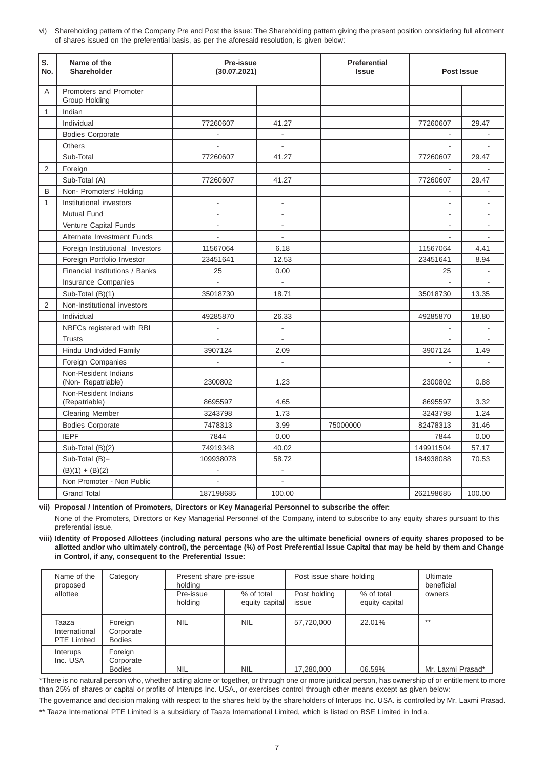vi) Shareholding pattern of the Company Pre and Post the issue: The Shareholding pattern giving the present position considering full allotment of shares issued on the preferential basis, as per the aforesaid resolution, is given below:

| S. No. | Name of the Shareholder | Pre-issue (30.07.2021) | | Preferential Issue | Post Issue | |
|---|---|---|---|---|---|---|
| A | Promoters and Promoter Group Holding | | | | | |
| 1 | Indian | | | | | |
| | Individual | 77260607 | 41.27 | | 77260607 | 29.47 |
| | Bodies Corporate | - | - | | - | - |
| | Others | - | - | | - | - |
| | Sub-Total | 77260607 | 41.27 | | 77260607 | 29.47 |
| 2 | Foreign | | | | - | - |
| | Sub-Total (A) | 77260607 | 41.27 | | 77260607 | 29.47 |
| B | Non- Promoters' Holding | | | | - | - |
| 1 | Institutional investors | - | - | | - | - |
| | Mutual Fund | - | - | | - | - |
| | Venture Capital Funds | - | - | | - | - |
| | Alternate Investment Funds | - | - | | - | - |
| | Foreign Institutional Investors | 11567064 | 6.18 | | 11567064 | 4.41 |
| | Foreign Portfolio Investor | 23451641 | 12.53 | | 23451641 | 8.94 |
| | Financial Institutions / Banks | 25 | 0.00 | | 25 | - |
| | Insurance Companies | - | - | | - | - |
| | Sub-Total (B)(1) | 35018730 | 18.71 | | 35018730 | 13.35 |
| 2 | Non-Institutional investors | | | | | |
| | Individual | 49285870 | 26.33 | | 49285870 | 18.80 |
| | NBFCs registered with RBI | - | - | | - | - |
| | Trusts | - | - | | - | - |
| | Hindu Undivided Family | 3907124 | 2.09 | | 3907124 | 1.49 |
| | Foreign Companies | - | - | | - | - |
| | Non-Resident Indians (Non- Repatriable) | 2300802 | 1.23 | | 2300802 | 0.88 |
| | Non-Resident Indians (Repatriable) | 8695597 | 4.65 | | 8695597 | 3.32 |
| | Clearing Member | 3243798 | 1.73 | | 3243798 | 1.24 |
| | Bodies Corporate | 7478313 | 3.99 | 75000000 | 82478313 | 31.46 |
| | IEPF | 7844 | 0.00 | | 7844 | 0.00 |
| | Sub-Total (B)(2) | 74919348 | 40.02 | | 149911504 | 57.17 |
| | Sub-Total (B)= | 109938078 | 58.72 | | 184938088 | 70.53 |
| | (B)(1) + (B)(2) | - | - | | | |
| | Non Promoter - Non Public | - | - | | | |
| | Grand Total | 187198685 | 100.00 | | 262198685 | 100.00 |

**vii) Proposal / Intention of Promoters, Directors or Key Managerial Personnel to subscribe the offer:**

None of the Promoters, Directors or Key Managerial Personnel of the Company, intend to subscribe to any equity shares pursuant to this preferential issue.

**viii) Identity of Proposed Allottees (including natural persons who are the ultimate beneficial owners of equity shares proposed to be allotted and/or who ultimately control), the percentage (%) of Post Preferential Issue Capital that may be held by them and Change in Control, if any, consequent to the Preferential Issue:**

| Name of the proposed allottee | Category | Present share pre-issue holding | | Post issue share holding | | Ultimate beneficial owners |
|---|---|---|---|---|---|---|
| | | Pre-issue holding | % of total equity capital | Post holding issue | % of total equity capital | |
| Taaza International PTE Limited | Foreign Corporate Bodies | NIL | NIL | 57,720,000 | 22.01% | ** |
| Interups Inc. USA | Foreign Corporate Bodies | NIL | NIL | 17,280,000 | 06.59% | Mr. Laxmi Prasad* |

*There is no natural person who, whether acting alone or together, or through one or more juridical person, has ownership of or entitlement to more than 25% of shares or capital or profits of Interups Inc. USA., or exercises control through other means except as given below:

The governance and decision making with respect to the shares held by the shareholders of Interups Inc. USA. is controlled by Mr. Laxmi Prasad.

** Taaza International PTE Limited is a subsidiary of Taaza International Limited, which is listed on BSE Limited in India.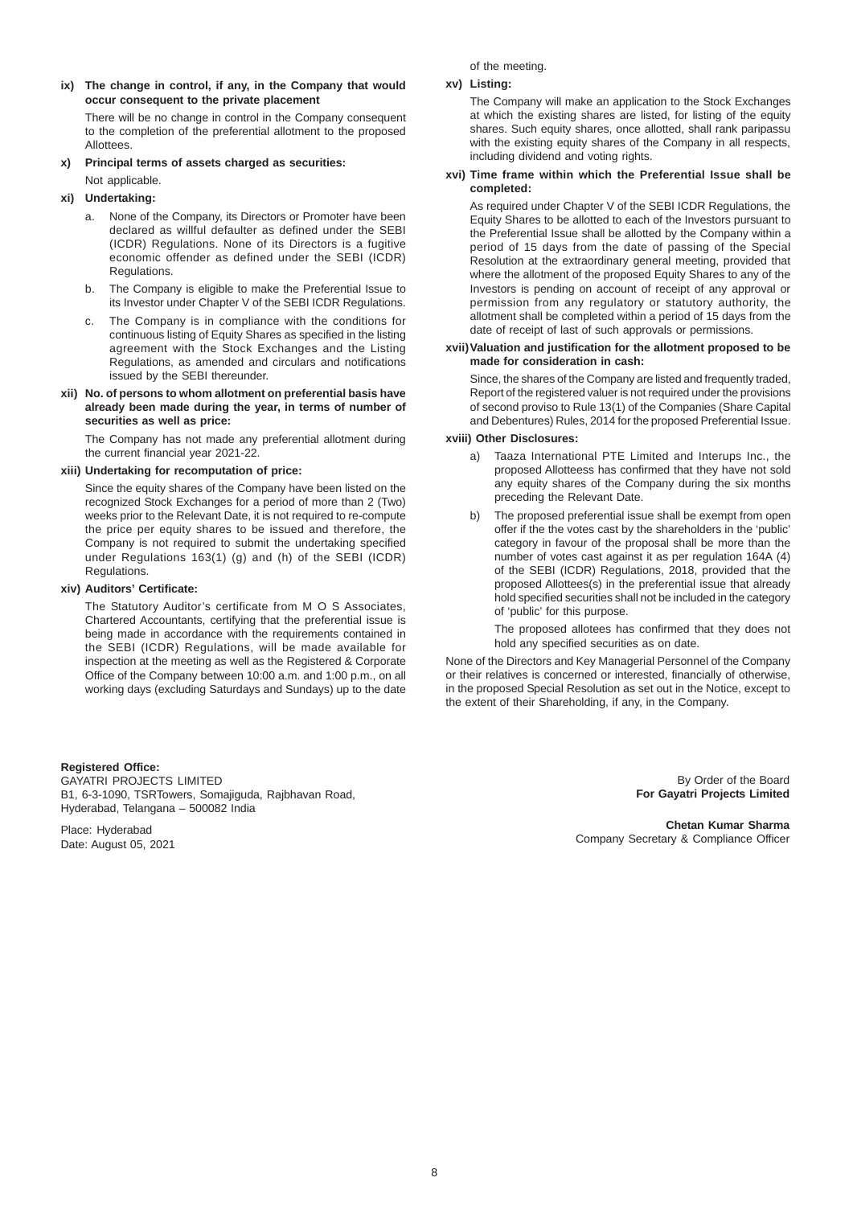**ix) The change in control, if any, in the Company that would occur consequent to the private placement**

There will be no change in control in the Company consequent to the completion of the preferential allotment to the proposed Allottees.

**x) Principal terms of assets charged as securities:**

Not applicable.

**xi) Undertaking:**

a. None of the Company, its Directors or Promoter have been declared as willful defaulter as defined under the SEBI (ICDR) Regulations. None of its Directors is a fugitive economic offender as defined under the SEBI (ICDR) Regulations.

b. The Company is eligible to make the Preferential Issue to its Investor under Chapter V of the SEBI ICDR Regulations.

c. The Company is in compliance with the conditions for continuous listing of Equity Shares as specified in the listing agreement with the Stock Exchanges and the Listing Regulations, as amended and circulars and notifications issued by the SEBI thereunder.

**xii) No. of persons to whom allotment on preferential basis have already been made during the year, in terms of number of securities as well as price:**

The Company has not made any preferential allotment during the current financial year 2021-22.

**xiii) Undertaking for recomputation of price:**

Since the equity shares of the Company have been listed on the recognized Stock Exchanges for a period of more than 2 (Two) weeks prior to the Relevant Date, it is not required to re-compute the price per equity shares to be issued and therefore, the Company is not required to submit the undertaking specified under Regulations 163(1) (g) and (h) of the SEBI (ICDR) Regulations.

**xiv) Auditors' Certificate:**

The Statutory Auditor's certificate from M O S Associates, Chartered Accountants, certifying that the preferential issue is being made in accordance with the requirements contained in the SEBI (ICDR) Regulations, will be made available for inspection at the meeting as well as the Registered & Corporate Office of the Company between 10:00 a.m. and 1:00 p.m., on all working days (excluding Saturdays and Sundays) up to the date of the meeting.

**xv) Listing:**

The Company will make an application to the Stock Exchanges at which the existing shares are listed, for listing of the equity shares. Such equity shares, once allotted, shall rank paripassu with the existing equity shares of the Company in all respects, including dividend and voting rights.

**xvi) Time frame within which the Preferential Issue shall be completed:**

As required under Chapter V of the SEBI ICDR Regulations, the Equity Shares to be allotted to each of the Investors pursuant to the Preferential Issue shall be allotted by the Company within a period of 15 days from the date of passing of the Special Resolution at the extraordinary general meeting, provided that where the allotment of the proposed Equity Shares to any of the Investors is pending on account of receipt of any approval or permission from any regulatory or statutory authority, the allotment shall be completed within a period of 15 days from the date of receipt of last of such approvals or permissions.

**xvii) Valuation and justification for the allotment proposed to be made for consideration in cash:**

Since, the shares of the Company are listed and frequently traded, Report of the registered valuer is not required under the provisions of second proviso to Rule 13(1) of the Companies (Share Capital and Debentures) Rules, 2014 for the proposed Preferential Issue.

**xviii) Other Disclosures:**

a) Taaza International PTE Limited and Interups Inc., the proposed Allotteess has confirmed that they have not sold any equity shares of the Company during the six months preceding the Relevant Date.

b) The proposed preferential issue shall be exempt from open offer if the the votes cast by the shareholders in the 'public' category in favour of the proposal shall be more than the number of votes cast against it as per regulation 164A (4) of the SEBI (ICDR) Regulations, 2018, provided that the proposed Allottees(s) in the preferential issue that already hold specified securities shall not be included in the category of 'public' for this purpose.

The proposed allotees has confirmed that they does not hold any specified securities as on date.

None of the Directors and Key Managerial Personnel of the Company or their relatives is concerned or interested, financially of otherwise, in the proposed Special Resolution as set out in the Notice, except to the extent of their Shareholding, if any, in the Company.

**Registered Office:**
GAYATRI PROJECTS LIMITED
B1, 6-3-1090, TSRTowers, Somajiguda, Rajbhavan Road,
Hyderabad, Telangana – 500082 India

Place: Hyderabad
Date: August 05, 2021

By Order of the Board
**For Gayatri Projects Limited**

**Chetan Kumar Sharma**
Company Secretary & Compliance Officer